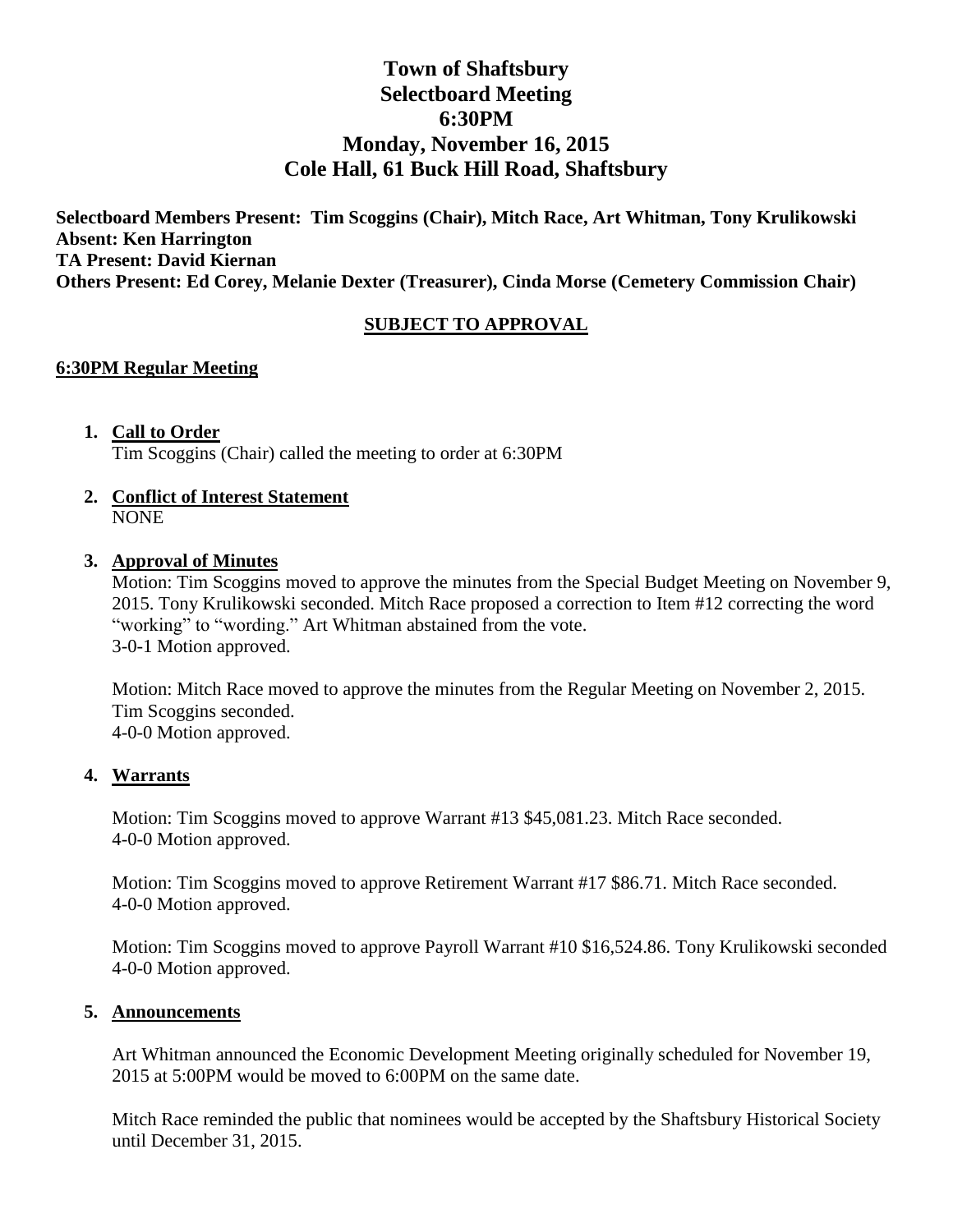# Town of Shaftsbury
# Selectboard Meeting
# 6:30PM
# Monday, November 16, 2015
# Cole Hall, 61 Buck Hill Road, Shaftsbury

**Selectboard Members Present: Tim Scoggins (Chair), Mitch Race, Art Whitman, Tony Krulikowski**
**Absent: Ken Harrington**
**TA Present: David Kiernan**
**Others Present: Ed Corey, Melanie Dexter (Treasurer), Cinda Morse (Cemetery Commission Chair)**

**SUBJECT TO APPROVAL**

## 6:30PM Regular Meeting

1. **Call to Order**
   Tim Scoggins (Chair) called the meeting to order at 6:30PM

2. **Conflict of Interest Statement**
   NONE

3. **Approval of Minutes**
   Motion: Tim Scoggins moved to approve the minutes from the Special Budget Meeting on November 9, 2015. Tony Krulikowski seconded. Mitch Race proposed a correction to Item #12 correcting the word "working" to "wording." Art Whitman abstained from the vote.
   3-0-1 Motion approved.

   Motion: Mitch Race moved to approve the minutes from the Regular Meeting on November 2, 2015. Tim Scoggins seconded.
   4-0-0 Motion approved.

4. **Warrants**

   Motion: Tim Scoggins moved to approve Warrant #13 $45,081.23. Mitch Race seconded.
   4-0-0 Motion approved.

   Motion: Tim Scoggins moved to approve Retirement Warrant #17 $86.71. Mitch Race seconded.
   4-0-0 Motion approved.

   Motion: Tim Scoggins moved to approve Payroll Warrant #10 $16,524.86. Tony Krulikowski seconded
   4-0-0 Motion approved.

5. **Announcements**

   Art Whitman announced the Economic Development Meeting originally scheduled for November 19, 2015 at 5:00PM would be moved to 6:00PM on the same date.

   Mitch Race reminded the public that nominees would be accepted by the Shaftsbury Historical Society until December 31, 2015.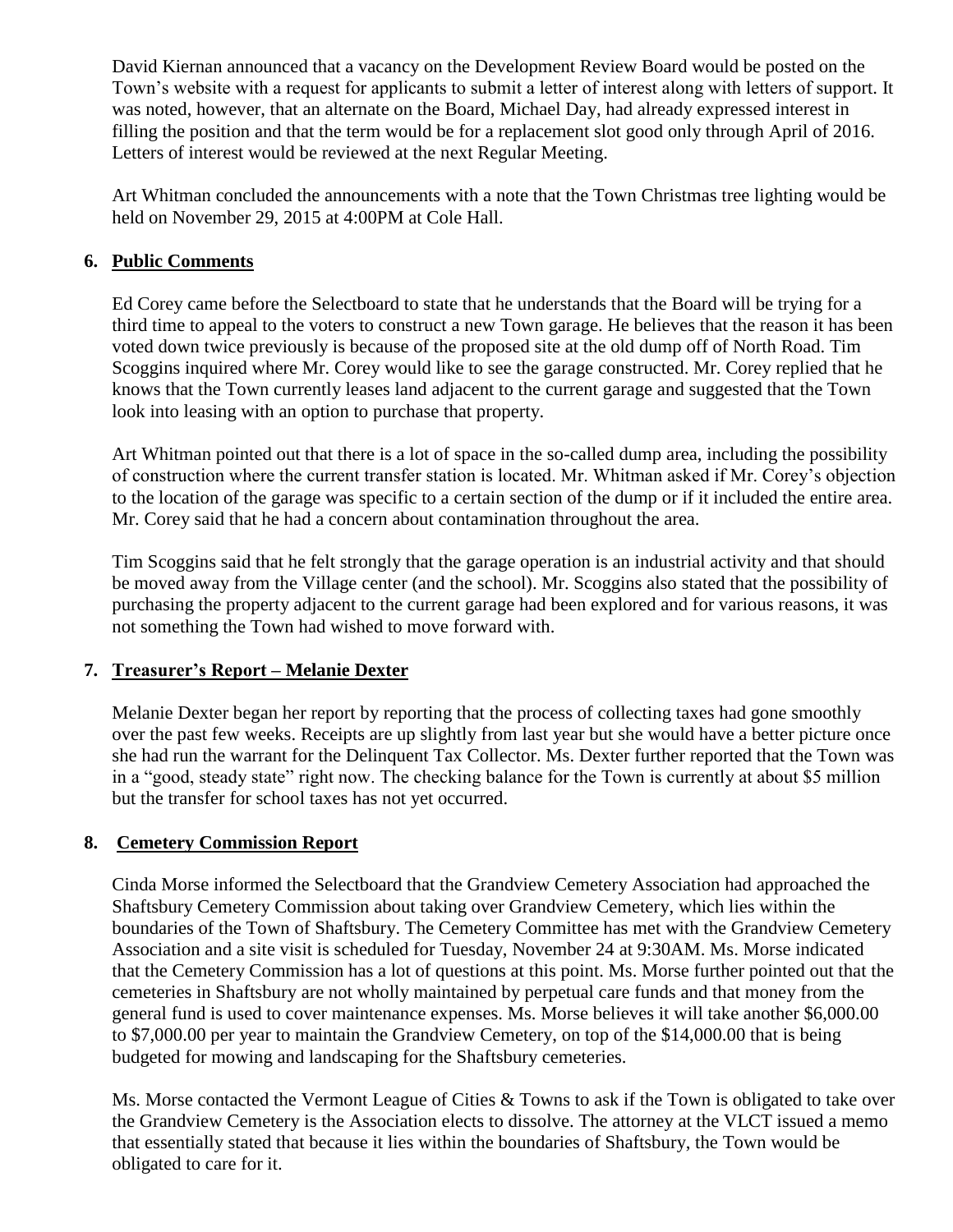David Kiernan announced that a vacancy on the Development Review Board would be posted on the Town's website with a request for applicants to submit a letter of interest along with letters of support. It was noted, however, that an alternate on the Board, Michael Day, had already expressed interest in filling the position and that the term would be for a replacement slot good only through April of 2016. Letters of interest would be reviewed at the next Regular Meeting.

Art Whitman concluded the announcements with a note that the Town Christmas tree lighting would be held on November 29, 2015 at 4:00PM at Cole Hall.

## 6. Public Comments

Ed Corey came before the Selectboard to state that he understands that the Board will be trying for a third time to appeal to the voters to construct a new Town garage. He believes that the reason it has been voted down twice previously is because of the proposed site at the old dump off of North Road. Tim Scoggins inquired where Mr. Corey would like to see the garage constructed. Mr. Corey replied that he knows that the Town currently leases land adjacent to the current garage and suggested that the Town look into leasing with an option to purchase that property.

Art Whitman pointed out that there is a lot of space in the so-called dump area, including the possibility of construction where the current transfer station is located. Mr. Whitman asked if Mr. Corey's objection to the location of the garage was specific to a certain section of the dump or if it included the entire area. Mr. Corey said that he had a concern about contamination throughout the area.

Tim Scoggins said that he felt strongly that the garage operation is an industrial activity and that should be moved away from the Village center (and the school). Mr. Scoggins also stated that the possibility of purchasing the property adjacent to the current garage had been explored and for various reasons, it was not something the Town had wished to move forward with.

## 7. Treasurer's Report – Melanie Dexter

Melanie Dexter began her report by reporting that the process of collecting taxes had gone smoothly over the past few weeks. Receipts are up slightly from last year but she would have a better picture once she had run the warrant for the Delinquent Tax Collector. Ms. Dexter further reported that the Town was in a "good, steady state" right now. The checking balance for the Town is currently at about $5 million but the transfer for school taxes has not yet occurred.

## 8. Cemetery Commission Report

Cinda Morse informed the Selectboard that the Grandview Cemetery Association had approached the Shaftsbury Cemetery Commission about taking over Grandview Cemetery, which lies within the boundaries of the Town of Shaftsbury. The Cemetery Committee has met with the Grandview Cemetery Association and a site visit is scheduled for Tuesday, November 24 at 9:30AM. Ms. Morse indicated that the Cemetery Commission has a lot of questions at this point. Ms. Morse further pointed out that the cemeteries in Shaftsbury are not wholly maintained by perpetual care funds and that money from the general fund is used to cover maintenance expenses. Ms. Morse believes it will take another $6,000.00 to $7,000.00 per year to maintain the Grandview Cemetery, on top of the $14,000.00 that is being budgeted for mowing and landscaping for the Shaftsbury cemeteries.

Ms. Morse contacted the Vermont League of Cities & Towns to ask if the Town is obligated to take over the Grandview Cemetery is the Association elects to dissolve. The attorney at the VLCT issued a memo that essentially stated that because it lies within the boundaries of Shaftsbury, the Town would be obligated to care for it.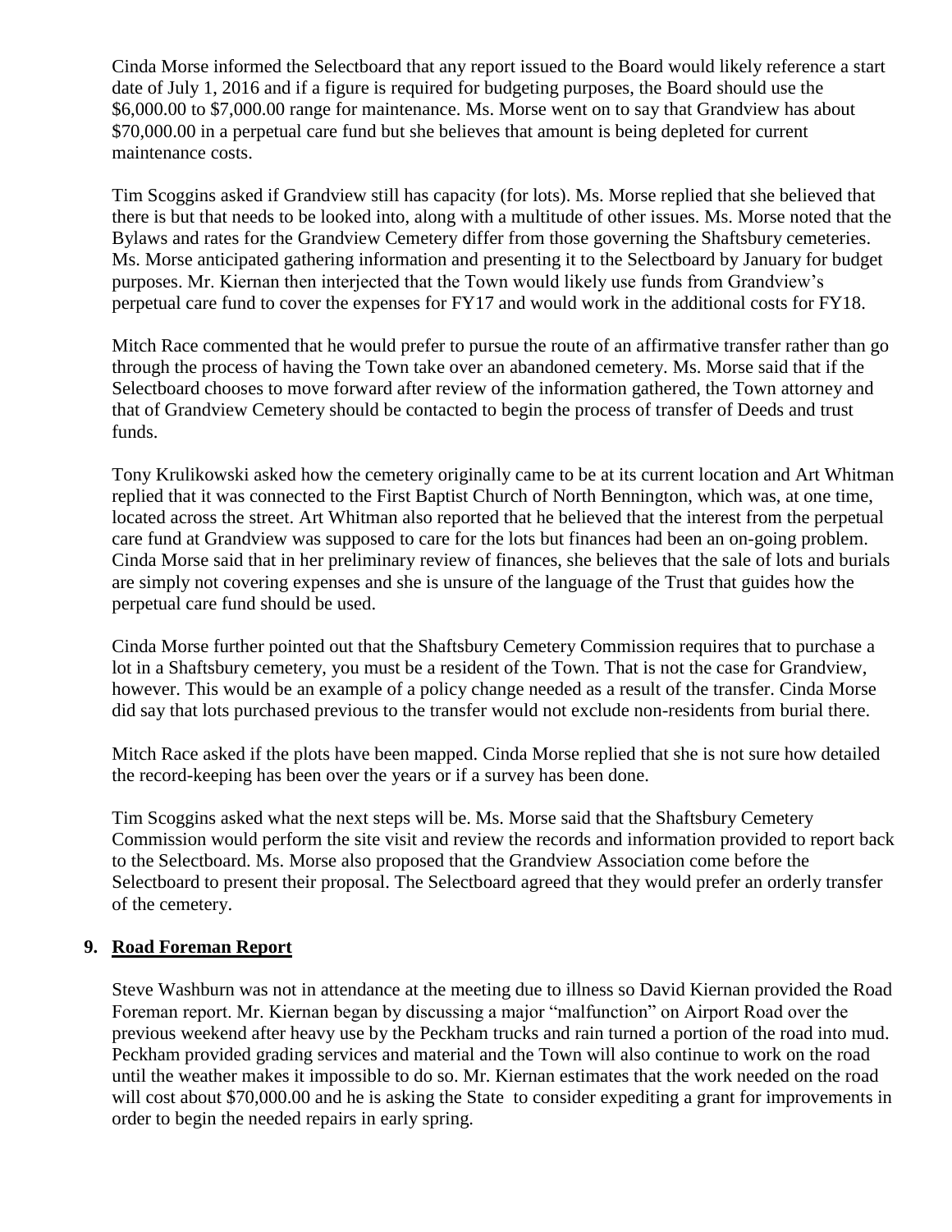Cinda Morse informed the Selectboard that any report issued to the Board would likely reference a start date of July 1, 2016 and if a figure is required for budgeting purposes, the Board should use the $6,000.00 to $7,000.00 range for maintenance. Ms. Morse went on to say that Grandview has about $70,000.00 in a perpetual care fund but she believes that amount is being depleted for current maintenance costs.

Tim Scoggins asked if Grandview still has capacity (for lots). Ms. Morse replied that she believed that there is but that needs to be looked into, along with a multitude of other issues. Ms. Morse noted that the Bylaws and rates for the Grandview Cemetery differ from those governing the Shaftsbury cemeteries. Ms. Morse anticipated gathering information and presenting it to the Selectboard by January for budget purposes. Mr. Kiernan then interjected that the Town would likely use funds from Grandview's perpetual care fund to cover the expenses for FY17 and would work in the additional costs for FY18.

Mitch Race commented that he would prefer to pursue the route of an affirmative transfer rather than go through the process of having the Town take over an abandoned cemetery. Ms. Morse said that if the Selectboard chooses to move forward after review of the information gathered, the Town attorney and that of Grandview Cemetery should be contacted to begin the process of transfer of Deeds and trust funds.

Tony Krulikowski asked how the cemetery originally came to be at its current location and Art Whitman replied that it was connected to the First Baptist Church of North Bennington, which was, at one time, located across the street. Art Whitman also reported that he believed that the interest from the perpetual care fund at Grandview was supposed to care for the lots but finances had been an on-going problem. Cinda Morse said that in her preliminary review of finances, she believes that the sale of lots and burials are simply not covering expenses and she is unsure of the language of the Trust that guides how the perpetual care fund should be used.

Cinda Morse further pointed out that the Shaftsbury Cemetery Commission requires that to purchase a lot in a Shaftsbury cemetery, you must be a resident of the Town. That is not the case for Grandview, however. This would be an example of a policy change needed as a result of the transfer. Cinda Morse did say that lots purchased previous to the transfer would not exclude non-residents from burial there.

Mitch Race asked if the plots have been mapped. Cinda Morse replied that she is not sure how detailed the record-keeping has been over the years or if a survey has been done.

Tim Scoggins asked what the next steps will be. Ms. Morse said that the Shaftsbury Cemetery Commission would perform the site visit and review the records and information provided to report back to the Selectboard. Ms. Morse also proposed that the Grandview Association come before the Selectboard to present their proposal. The Selectboard agreed that they would prefer an orderly transfer of the cemetery.

## 9. Road Foreman Report

Steve Washburn was not in attendance at the meeting due to illness so David Kiernan provided the Road Foreman report. Mr. Kiernan began by discussing a major "malfunction" on Airport Road over the previous weekend after heavy use by the Peckham trucks and rain turned a portion of the road into mud. Peckham provided grading services and material and the Town will also continue to work on the road until the weather makes it impossible to do so. Mr. Kiernan estimates that the work needed on the road will cost about $70,000.00 and he is asking the State to consider expediting a grant for improvements in order to begin the needed repairs in early spring.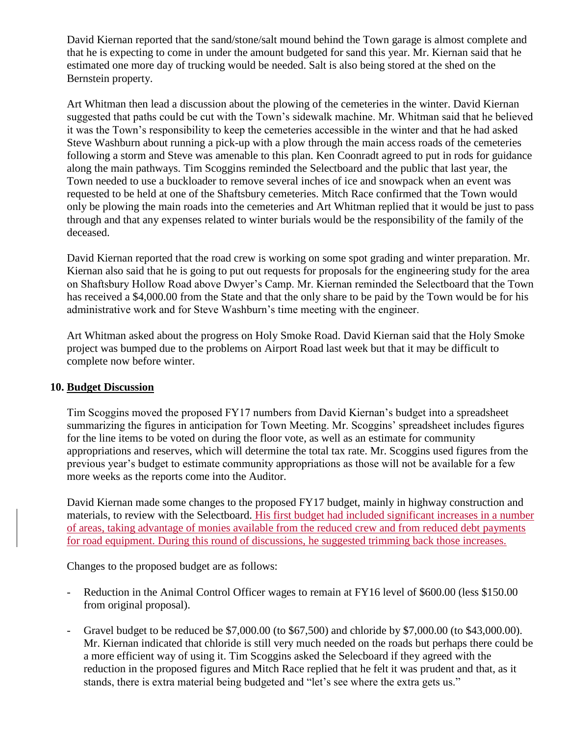David Kiernan reported that the sand/stone/salt mound behind the Town garage is almost complete and that he is expecting to come in under the amount budgeted for sand this year. Mr. Kiernan said that he estimated one more day of trucking would be needed. Salt is also being stored at the shed on the Bernstein property.

Art Whitman then lead a discussion about the plowing of the cemeteries in the winter. David Kiernan suggested that paths could be cut with the Town's sidewalk machine. Mr. Whitman said that he believed it was the Town's responsibility to keep the cemeteries accessible in the winter and that he had asked Steve Washburn about running a pick-up with a plow through the main access roads of the cemeteries following a storm and Steve was amenable to this plan. Ken Coonradt agreed to put in rods for guidance along the main pathways. Tim Scoggins reminded the Selectboard and the public that last year, the Town needed to use a buckloader to remove several inches of ice and snowpack when an event was requested to be held at one of the Shaftsbury cemeteries. Mitch Race confirmed that the Town would only be plowing the main roads into the cemeteries and Art Whitman replied that it would be just to pass through and that any expenses related to winter burials would be the responsibility of the family of the deceased.

David Kiernan reported that the road crew is working on some spot grading and winter preparation. Mr. Kiernan also said that he is going to put out requests for proposals for the engineering study for the area on Shaftsbury Hollow Road above Dwyer's Camp. Mr. Kiernan reminded the Selectboard that the Town has received a $4,000.00 from the State and that the only share to be paid by the Town would be for his administrative work and for Steve Washburn's time meeting with the engineer.

Art Whitman asked about the progress on Holy Smoke Road. David Kiernan said that the Holy Smoke project was bumped due to the problems on Airport Road last week but that it may be difficult to complete now before winter.

## 10. Budget Discussion

Tim Scoggins moved the proposed FY17 numbers from David Kiernan's budget into a spreadsheet summarizing the figures in anticipation for Town Meeting. Mr. Scoggins' spreadsheet includes figures for the line items to be voted on during the floor vote, as well as an estimate for community appropriations and reserves, which will determine the total tax rate. Mr. Scoggins used figures from the previous year's budget to estimate community appropriations as those will not be available for a few more weeks as the reports come into the Auditor.

David Kiernan made some changes to the proposed FY17 budget, mainly in highway construction and materials, to review with the Selectboard. His first budget had included significant increases in a number of areas, taking advantage of monies available from the reduced crew and from reduced debt payments for road equipment. During this round of discussions, he suggested trimming back those increases.

Changes to the proposed budget are as follows:

- Reduction in the Animal Control Officer wages to remain at FY16 level of $600.00 (less $150.00 from original proposal).

- Gravel budget to be reduced be $7,000.00 (to $67,500) and chloride by $7,000.00 (to $43,000.00). Mr. Kiernan indicated that chloride is still very much needed on the roads but perhaps there could be a more efficient way of using it. Tim Scoggins asked the Selecboard if they agreed with the reduction in the proposed figures and Mitch Race replied that he felt it was prudent and that, as it stands, there is extra material being budgeted and "let's see where the extra gets us."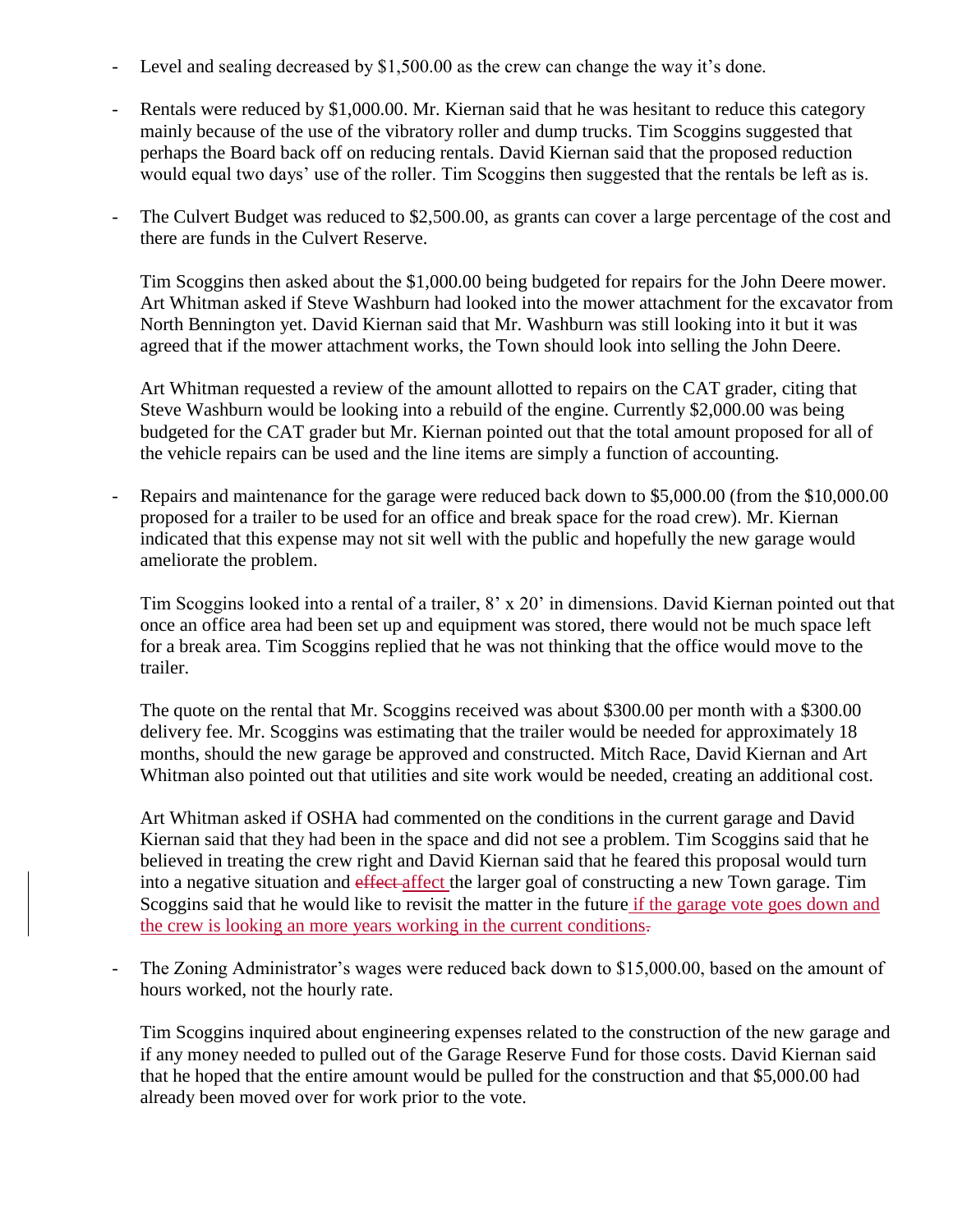- Level and sealing decreased by $1,500.00 as the crew can change the way it's done.

- Rentals were reduced by $1,000.00. Mr. Kiernan said that he was hesitant to reduce this category mainly because of the use of the vibratory roller and dump trucks. Tim Scoggins suggested that perhaps the Board back off on reducing rentals. David Kiernan said that the proposed reduction would equal two days' use of the roller. Tim Scoggins then suggested that the rentals be left as is.

- The Culvert Budget was reduced to $2,500.00, as grants can cover a large percentage of the cost and there are funds in the Culvert Reserve.

  Tim Scoggins then asked about the $1,000.00 being budgeted for repairs for the John Deere mower. Art Whitman asked if Steve Washburn had looked into the mower attachment for the excavator from North Bennington yet. David Kiernan said that Mr. Washburn was still looking into it but it was agreed that if the mower attachment works, the Town should look into selling the John Deere.

  Art Whitman requested a review of the amount allotted to repairs on the CAT grader, citing that Steve Washburn would be looking into a rebuild of the engine. Currently $2,000.00 was being budgeted for the CAT grader but Mr. Kiernan pointed out that the total amount proposed for all of the vehicle repairs can be used and the line items are simply a function of accounting.

- Repairs and maintenance for the garage were reduced back down to $5,000.00 (from the $10,000.00 proposed for a trailer to be used for an office and break space for the road crew). Mr. Kiernan indicated that this expense may not sit well with the public and hopefully the new garage would ameliorate the problem.

  Tim Scoggins looked into a rental of a trailer, 8' x 20' in dimensions. David Kiernan pointed out that once an office area had been set up and equipment was stored, there would not be much space left for a break area. Tim Scoggins replied that he was not thinking that the office would move to the trailer.

  The quote on the rental that Mr. Scoggins received was about $300.00 per month with a $300.00 delivery fee. Mr. Scoggins was estimating that the trailer would be needed for approximately 18 months, should the new garage be approved and constructed. Mitch Race, David Kiernan and Art Whitman also pointed out that utilities and site work would be needed, creating an additional cost.

  Art Whitman asked if OSHA had commented on the conditions in the current garage and David Kiernan said that they had been in the space and did not see a problem. Tim Scoggins said that he believed in treating the crew right and David Kiernan said that he feared this proposal would turn into a negative situation and ~~effect~~ affect the larger goal of constructing a new Town garage. Tim Scoggins said that he would like to revisit the matter in the future if the garage vote goes down and the crew is looking an more years working in the current conditions~~.~~

- The Zoning Administrator's wages were reduced back down to $15,000.00, based on the amount of hours worked, not the hourly rate.

  Tim Scoggins inquired about engineering expenses related to the construction of the new garage and if any money needed to pulled out of the Garage Reserve Fund for those costs. David Kiernan said that he hoped that the entire amount would be pulled for the construction and that $5,000.00 had already been moved over for work prior to the vote.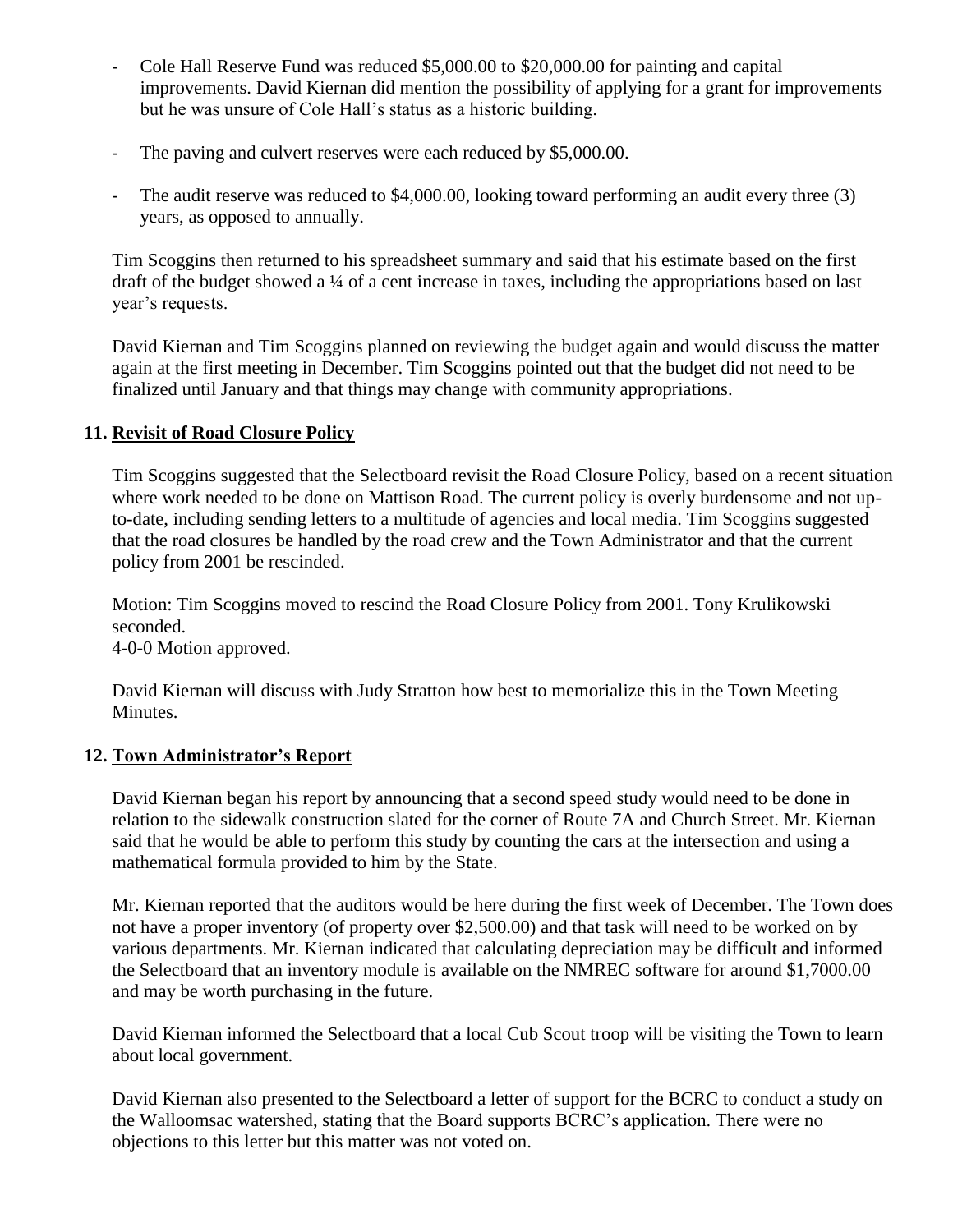- Cole Hall Reserve Fund was reduced $5,000.00 to $20,000.00 for painting and capital improvements. David Kiernan did mention the possibility of applying for a grant for improvements but he was unsure of Cole Hall's status as a historic building.

- The paving and culvert reserves were each reduced by $5,000.00.

- The audit reserve was reduced to $4,000.00, looking toward performing an audit every three (3) years, as opposed to annually.

Tim Scoggins then returned to his spreadsheet summary and said that his estimate based on the first draft of the budget showed a ¼ of a cent increase in taxes, including the appropriations based on last year's requests.

David Kiernan and Tim Scoggins planned on reviewing the budget again and would discuss the matter again at the first meeting in December. Tim Scoggins pointed out that the budget did not need to be finalized until January and that things may change with community appropriations.

**11. Revisit of Road Closure Policy**

Tim Scoggins suggested that the Selectboard revisit the Road Closure Policy, based on a recent situation where work needed to be done on Mattison Road. The current policy is overly burdensome and not up-to-date, including sending letters to a multitude of agencies and local media. Tim Scoggins suggested that the road closures be handled by the road crew and the Town Administrator and that the current policy from 2001 be rescinded.

Motion: Tim Scoggins moved to rescind the Road Closure Policy from 2001. Tony Krulikowski seconded.
4-0-0 Motion approved.

David Kiernan will discuss with Judy Stratton how best to memorialize this in the Town Meeting Minutes.

**12. Town Administrator's Report**

David Kiernan began his report by announcing that a second speed study would need to be done in relation to the sidewalk construction slated for the corner of Route 7A and Church Street. Mr. Kiernan said that he would be able to perform this study by counting the cars at the intersection and using a mathematical formula provided to him by the State.

Mr. Kiernan reported that the auditors would be here during the first week of December. The Town does not have a proper inventory (of property over $2,500.00) and that task will need to be worked on by various departments. Mr. Kiernan indicated that calculating depreciation may be difficult and informed the Selectboard that an inventory module is available on the NMREC software for around $1,7000.00 and may be worth purchasing in the future.

David Kiernan informed the Selectboard that a local Cub Scout troop will be visiting the Town to learn about local government.

David Kiernan also presented to the Selectboard a letter of support for the BCRC to conduct a study on the Walloomsac watershed, stating that the Board supports BCRC's application. There were no objections to this letter but this matter was not voted on.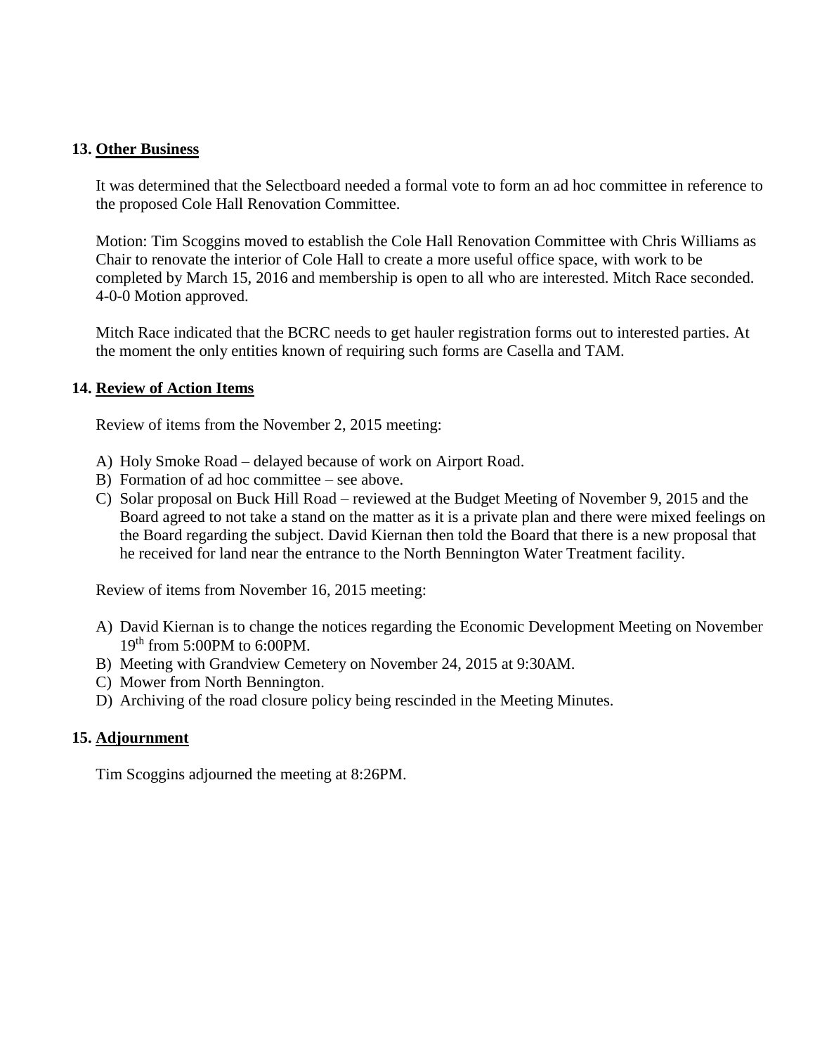## 13. Other Business

It was determined that the Selectboard needed a formal vote to form an ad hoc committee in reference to the proposed Cole Hall Renovation Committee.

Motion: Tim Scoggins moved to establish the Cole Hall Renovation Committee with Chris Williams as Chair to renovate the interior of Cole Hall to create a more useful office space, with work to be completed by March 15, 2016 and membership is open to all who are interested. Mitch Race seconded. 4-0-0 Motion approved.

Mitch Race indicated that the BCRC needs to get hauler registration forms out to interested parties. At the moment the only entities known of requiring such forms are Casella and TAM.

## 14. Review of Action Items

Review of items from the November 2, 2015 meeting:

A) Holy Smoke Road – delayed because of work on Airport Road.
B) Formation of ad hoc committee – see above.
C) Solar proposal on Buck Hill Road – reviewed at the Budget Meeting of November 9, 2015 and the Board agreed to not take a stand on the matter as it is a private plan and there were mixed feelings on the Board regarding the subject. David Kiernan then told the Board that there is a new proposal that he received for land near the entrance to the North Bennington Water Treatment facility.

Review of items from November 16, 2015 meeting:

A) David Kiernan is to change the notices regarding the Economic Development Meeting on November 19th from 5:00PM to 6:00PM.
B) Meeting with Grandview Cemetery on November 24, 2015 at 9:30AM.
C) Mower from North Bennington.
D) Archiving of the road closure policy being rescinded in the Meeting Minutes.

## 15. Adjournment

Tim Scoggins adjourned the meeting at 8:26PM.